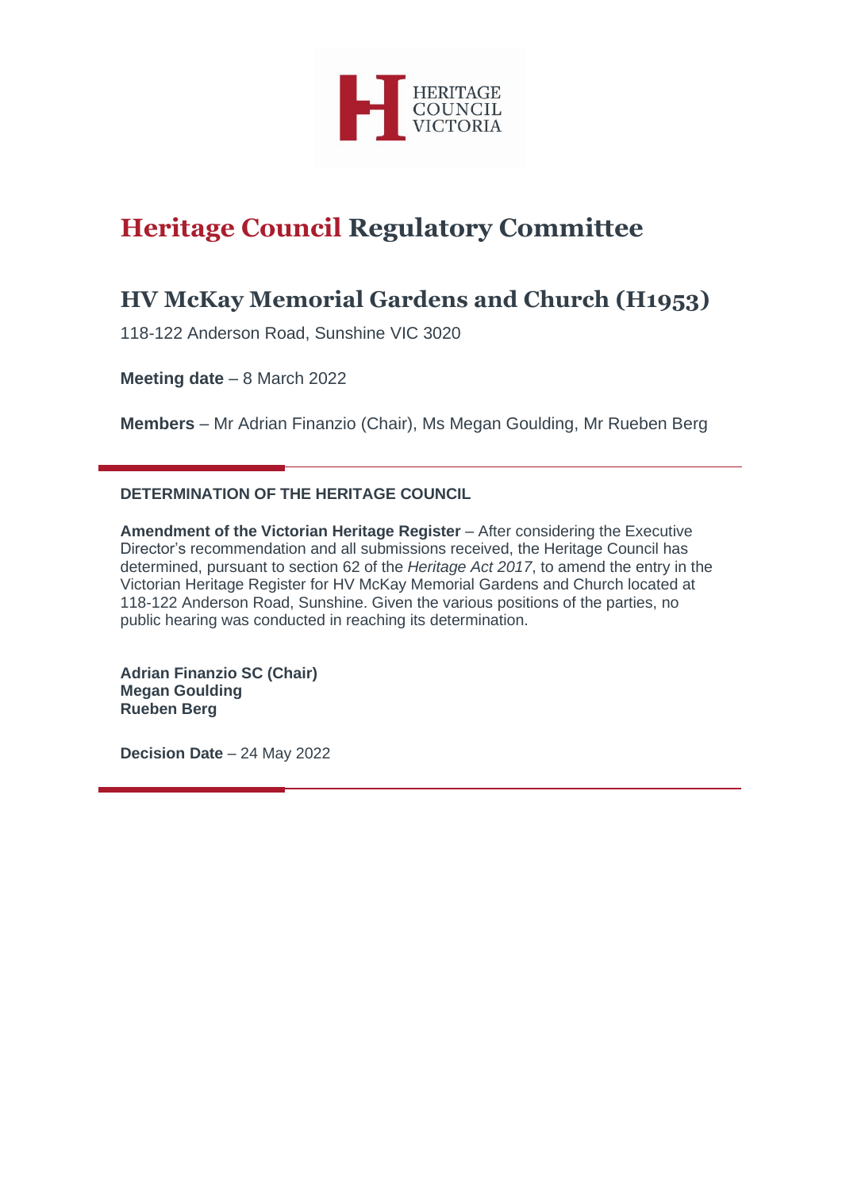# Heritage Council Regulatory Committee

## HV McKay Memorial Gardens and Church (H1953)

118-122 Anderson Road, Sunshine VIC 3020

**Meeting date** – 8 March 2022

**Members** – Mr Adrian Finanzio (Chair), Ms Megan Goulding, Mr Rueben Berg

---

**DETERMINATION OF THE HERITAGE COUNCIL**

**Amendment of the Victorian Heritage Register** – After considering the Executive Director's recommendation and all submissions received, the Heritage Council has determined, pursuant to section 62 of the *Heritage Act 2017*, to amend the entry in the Victorian Heritage Register for HV McKay Memorial Gardens and Church located at 118-122 Anderson Road, Sunshine. Given the various positions of the parties, no public hearing was conducted in reaching its determination.

**Adrian Finanzio SC (Chair)**
**Megan Goulding**
**Rueben Berg**

**Decision Date** – 24 May 2022

---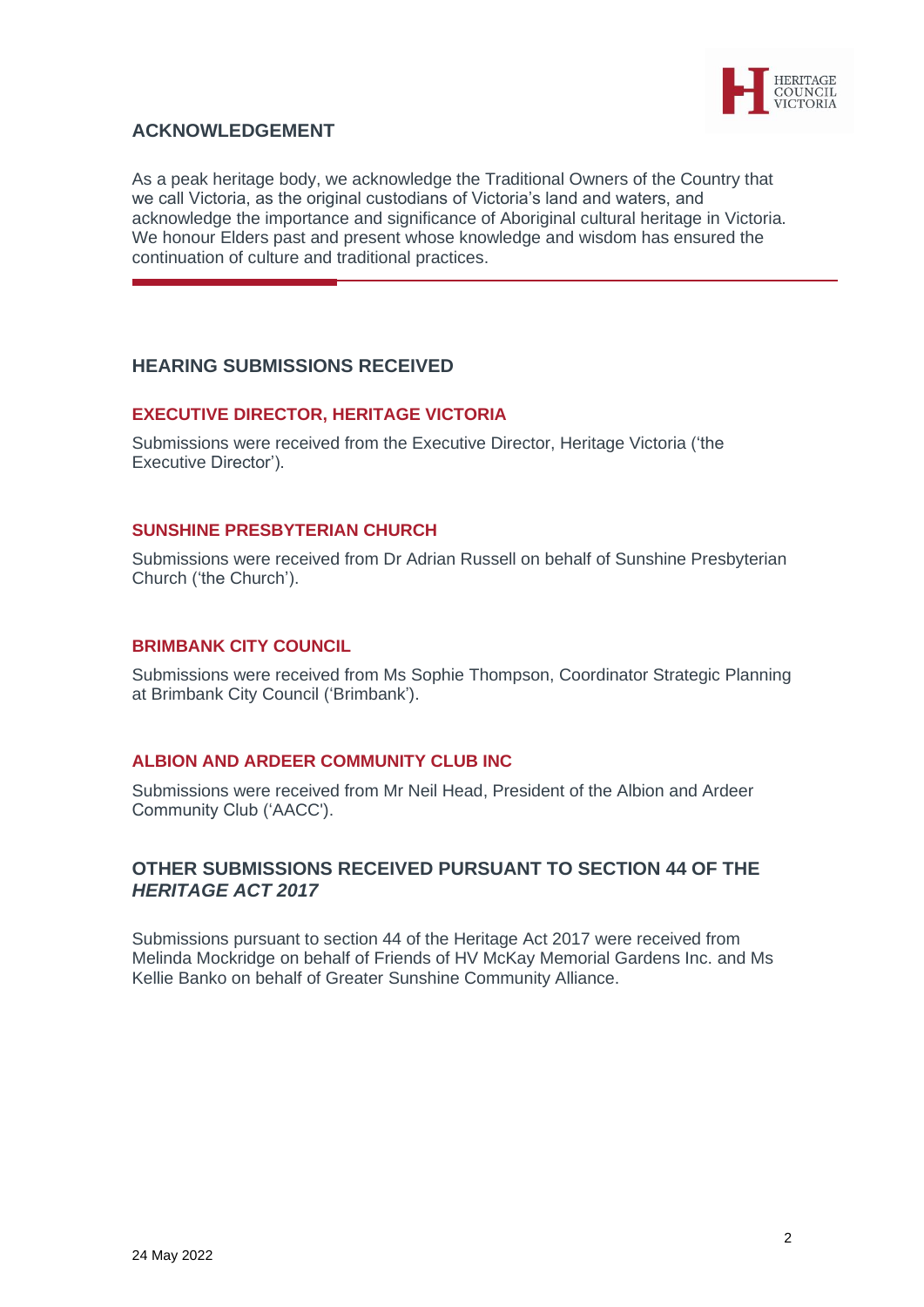## ACKNOWLEDGEMENT

As a peak heritage body, we acknowledge the Traditional Owners of the Country that we call Victoria, as the original custodians of Victoria's land and waters, and acknowledge the importance and significance of Aboriginal cultural heritage in Victoria. We honour Elders past and present whose knowledge and wisdom has ensured the continuation of culture and traditional practices.

## HEARING SUBMISSIONS RECEIVED

### EXECUTIVE DIRECTOR, HERITAGE VICTORIA

Submissions were received from the Executive Director, Heritage Victoria ('the Executive Director').

### SUNSHINE PRESBYTERIAN CHURCH

Submissions were received from Dr Adrian Russell on behalf of Sunshine Presbyterian Church ('the Church').

### BRIMBANK CITY COUNCIL

Submissions were received from Ms Sophie Thompson, Coordinator Strategic Planning at Brimbank City Council ('Brimbank').

### ALBION AND ARDEER COMMUNITY CLUB INC

Submissions were received from Mr Neil Head, President of the Albion and Ardeer Community Club ('AACC').

## OTHER SUBMISSIONS RECEIVED PURSUANT TO SECTION 44 OF THE *HERITAGE ACT 2017*

Submissions pursuant to section 44 of the Heritage Act 2017 were received from Melinda Mockridge on behalf of Friends of HV McKay Memorial Gardens Inc. and Ms Kellie Banko on behalf of Greater Sunshine Community Alliance.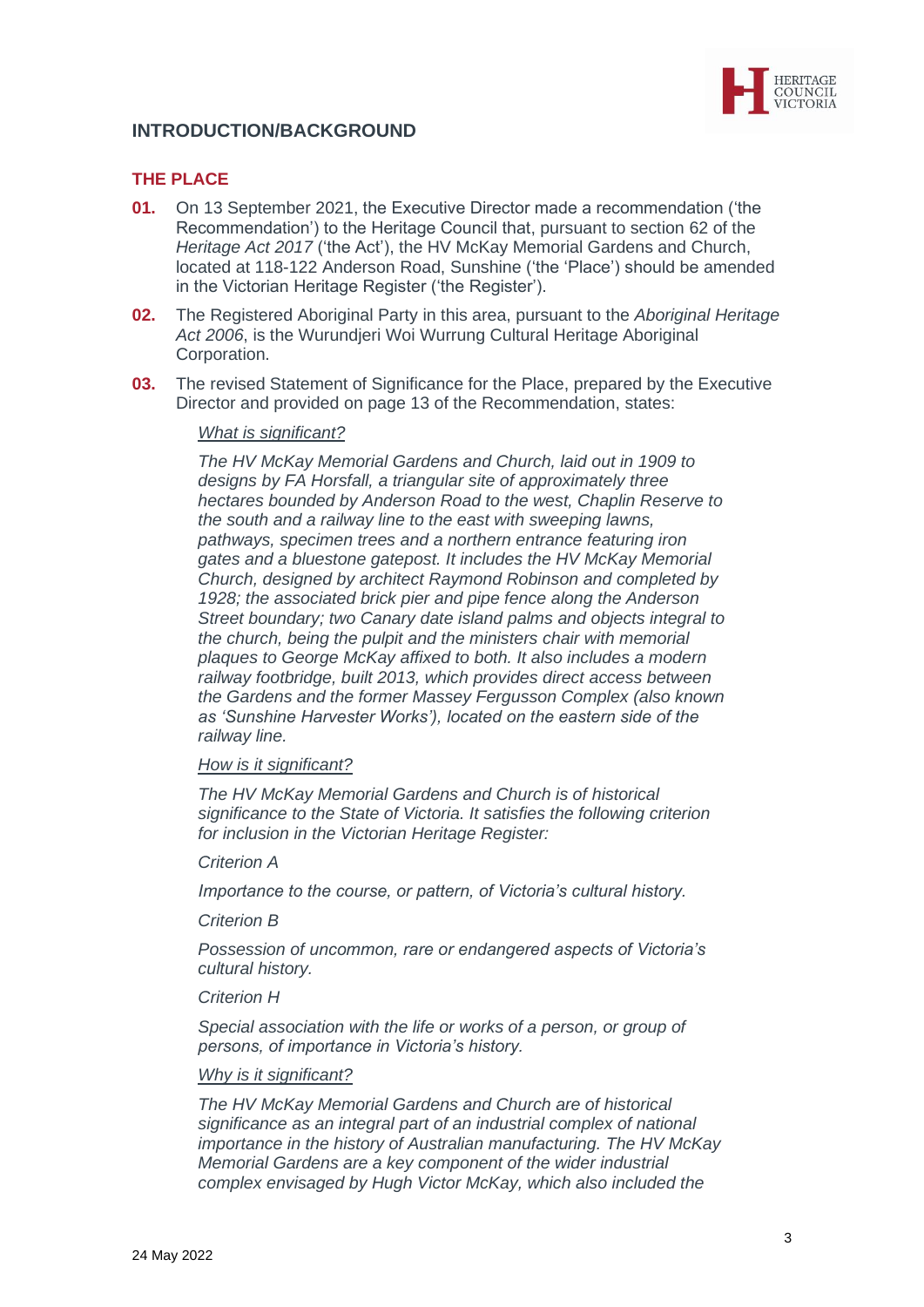## INTRODUCTION/BACKGROUND

### THE PLACE

**01.** On 13 September 2021, the Executive Director made a recommendation ('the Recommendation') to the Heritage Council that, pursuant to section 62 of the *Heritage Act 2017* ('the Act'), the HV McKay Memorial Gardens and Church, located at 118-122 Anderson Road, Sunshine ('the 'Place') should be amended in the Victorian Heritage Register ('the Register').

**02.** The Registered Aboriginal Party in this area, pursuant to the *Aboriginal Heritage Act 2006*, is the Wurundjeri Woi Wurrung Cultural Heritage Aboriginal Corporation.

**03.** The revised Statement of Significance for the Place, prepared by the Executive Director and provided on page 13 of the Recommendation, states:

> <u>*What is significant?*</u>
>
> *The HV McKay Memorial Gardens and Church, laid out in 1909 to designs by FA Horsfall, a triangular site of approximately three hectares bounded by Anderson Road to the west, Chaplin Reserve to the south and a railway line to the east with sweeping lawns, pathways, specimen trees and a northern entrance featuring iron gates and a bluestone gatepost. It includes the HV McKay Memorial Church, designed by architect Raymond Robinson and completed by 1928; the associated brick pier and pipe fence along the Anderson Street boundary; two Canary date island palms and objects integral to the church, being the pulpit and the ministers chair with memorial plaques to George McKay affixed to both. It also includes a modern railway footbridge, built 2013, which provides direct access between the Gardens and the former Massey Fergusson Complex (also known as 'Sunshine Harvester Works'), located on the eastern side of the railway line.*
>
> <u>*How is it significant?*</u>
>
> *The HV McKay Memorial Gardens and Church is of historical significance to the State of Victoria. It satisfies the following criterion for inclusion in the Victorian Heritage Register:*
>
> *Criterion A*
>
> *Importance to the course, or pattern, of Victoria's cultural history.*
>
> *Criterion B*
>
> *Possession of uncommon, rare or endangered aspects of Victoria's cultural history.*
>
> *Criterion H*
>
> *Special association with the life or works of a person, or group of persons, of importance in Victoria's history.*
>
> <u>*Why is it significant?*</u>
>
> *The HV McKay Memorial Gardens and Church are of historical significance as an integral part of an industrial complex of national importance in the history of Australian manufacturing. The HV McKay Memorial Gardens are a key component of the wider industrial complex envisaged by Hugh Victor McKay, which also included the*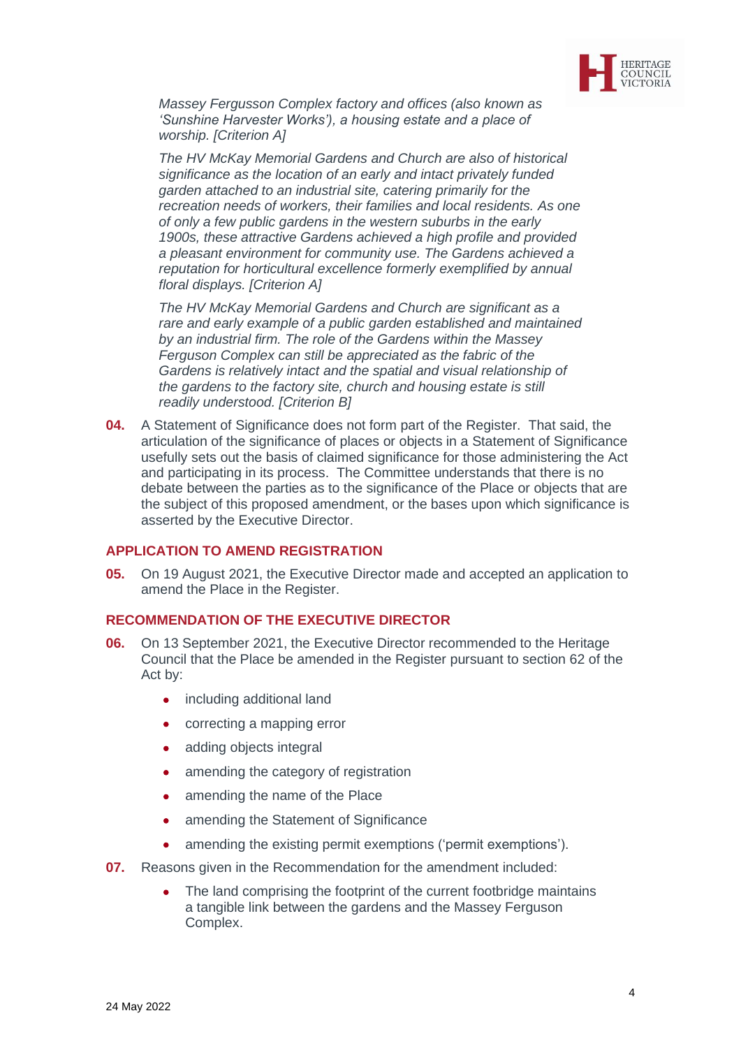*Massey Fergusson Complex factory and offices (also known as 'Sunshine Harvester Works'), a housing estate and a place of worship. [Criterion A]*

*The HV McKay Memorial Gardens and Church are also of historical significance as the location of an early and intact privately funded garden attached to an industrial site, catering primarily for the recreation needs of workers, their families and local residents. As one of only a few public gardens in the western suburbs in the early 1900s, these attractive Gardens achieved a high profile and provided a pleasant environment for community use. The Gardens achieved a reputation for horticultural excellence formerly exemplified by annual floral displays. [Criterion A]*

*The HV McKay Memorial Gardens and Church are significant as a rare and early example of a public garden established and maintained by an industrial firm. The role of the Gardens within the Massey Ferguson Complex can still be appreciated as the fabric of the Gardens is relatively intact and the spatial and visual relationship of the gardens to the factory site, church and housing estate is still readily understood. [Criterion B]*

**04.** A Statement of Significance does not form part of the Register. That said, the articulation of the significance of places or objects in a Statement of Significance usefully sets out the basis of claimed significance for those administering the Act and participating in its process. The Committee understands that there is no debate between the parties as to the significance of the Place or objects that are the subject of this proposed amendment, or the bases upon which significance is asserted by the Executive Director.

## APPLICATION TO AMEND REGISTRATION

**05.** On 19 August 2021, the Executive Director made and accepted an application to amend the Place in the Register.

## RECOMMENDATION OF THE EXECUTIVE DIRECTOR

**06.** On 13 September 2021, the Executive Director recommended to the Heritage Council that the Place be amended in the Register pursuant to section 62 of the Act by:

- including additional land
- correcting a mapping error
- adding objects integral
- amending the category of registration
- amending the name of the Place
- amending the Statement of Significance
- amending the existing permit exemptions ('permit exemptions').

**07.** Reasons given in the Recommendation for the amendment included:

- The land comprising the footprint of the current footbridge maintains a tangible link between the gardens and the Massey Ferguson Complex.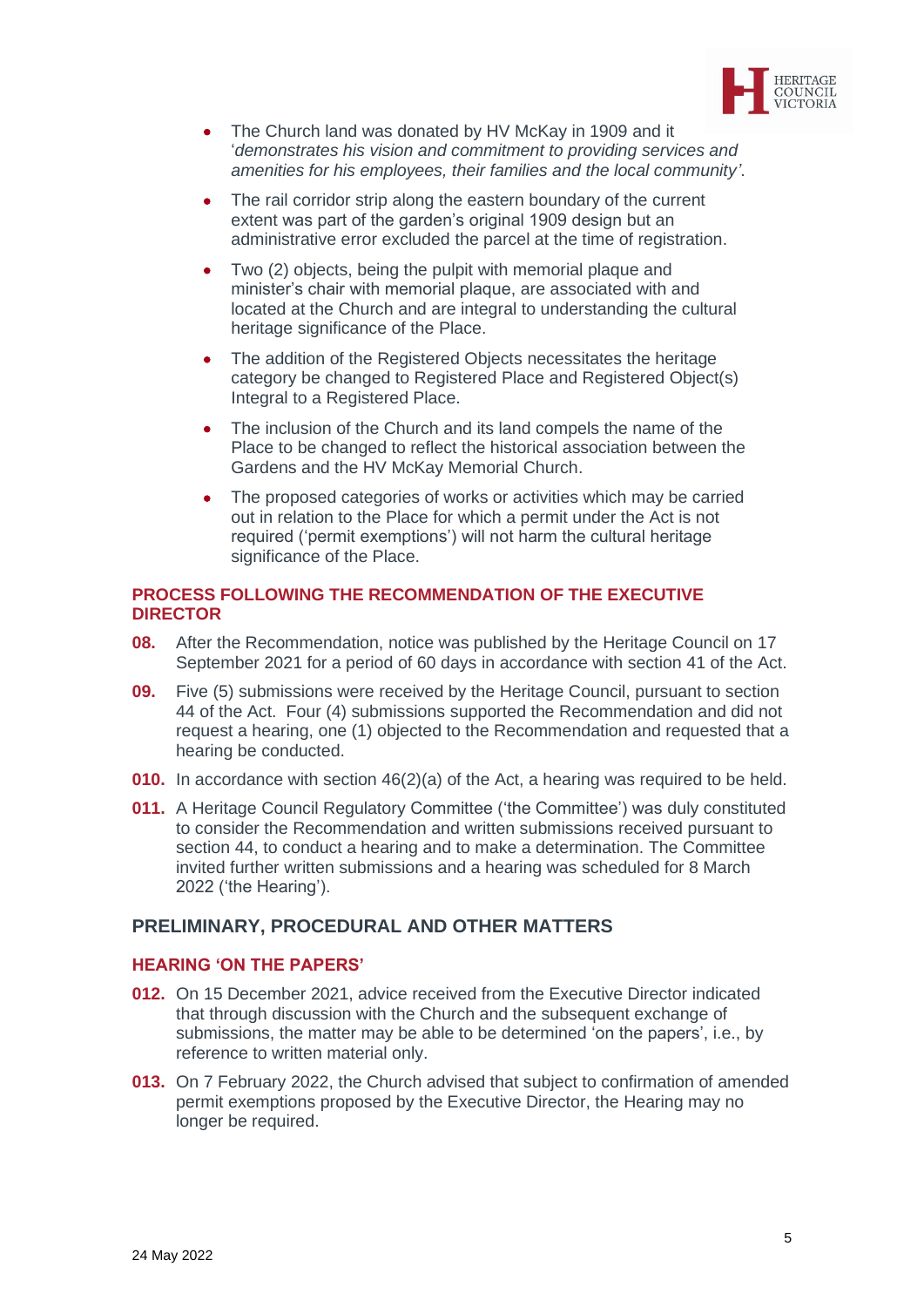- The Church land was donated by HV McKay in 1909 and it '*demonstrates his vision and commitment to providing services and amenities for his employees, their families and the local community'*.
- The rail corridor strip along the eastern boundary of the current extent was part of the garden's original 1909 design but an administrative error excluded the parcel at the time of registration.
- Two (2) objects, being the pulpit with memorial plaque and minister's chair with memorial plaque, are associated with and located at the Church and are integral to understanding the cultural heritage significance of the Place.
- The addition of the Registered Objects necessitates the heritage category be changed to Registered Place and Registered Object(s) Integral to a Registered Place.
- The inclusion of the Church and its land compels the name of the Place to be changed to reflect the historical association between the Gardens and the HV McKay Memorial Church.
- The proposed categories of works or activities which may be carried out in relation to the Place for which a permit under the Act is not required ('permit exemptions') will not harm the cultural heritage significance of the Place.

### PROCESS FOLLOWING THE RECOMMENDATION OF THE EXECUTIVE DIRECTOR

**08.** After the Recommendation, notice was published by the Heritage Council on 17 September 2021 for a period of 60 days in accordance with section 41 of the Act.

**09.** Five (5) submissions were received by the Heritage Council, pursuant to section 44 of the Act. Four (4) submissions supported the Recommendation and did not request a hearing, one (1) objected to the Recommendation and requested that a hearing be conducted.

**010.** In accordance with section 46(2)(a) of the Act, a hearing was required to be held.

**011.** A Heritage Council Regulatory Committee ('the Committee') was duly constituted to consider the Recommendation and written submissions received pursuant to section 44, to conduct a hearing and to make a determination. The Committee invited further written submissions and a hearing was scheduled for 8 March 2022 ('the Hearing').

## PRELIMINARY, PROCEDURAL AND OTHER MATTERS

### HEARING 'ON THE PAPERS'

**012.** On 15 December 2021, advice received from the Executive Director indicated that through discussion with the Church and the subsequent exchange of submissions, the matter may be able to be determined 'on the papers', i.e., by reference to written material only.

**013.** On 7 February 2022, the Church advised that subject to confirmation of amended permit exemptions proposed by the Executive Director, the Hearing may no longer be required.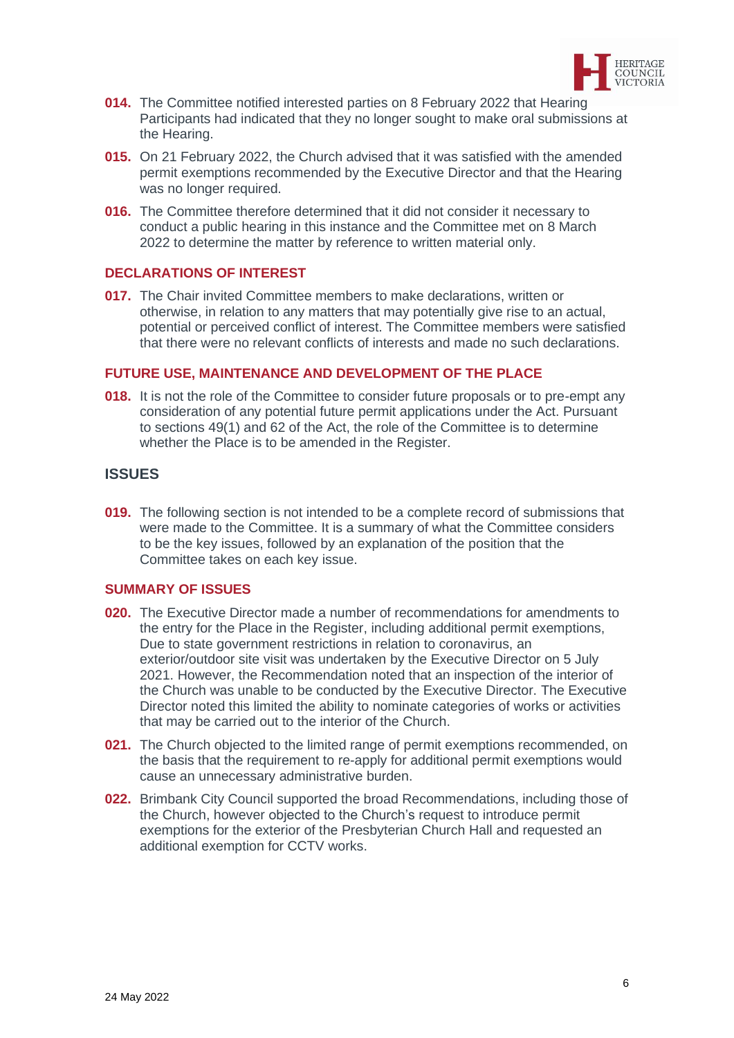**014.** The Committee notified interested parties on 8 February 2022 that Hearing Participants had indicated that they no longer sought to make oral submissions at the Hearing.

**015.** On 21 February 2022, the Church advised that it was satisfied with the amended permit exemptions recommended by the Executive Director and that the Hearing was no longer required.

**016.** The Committee therefore determined that it did not consider it necessary to conduct a public hearing in this instance and the Committee met on 8 March 2022 to determine the matter by reference to written material only.

### DECLARATIONS OF INTEREST

**017.** The Chair invited Committee members to make declarations, written or otherwise, in relation to any matters that may potentially give rise to an actual, potential or perceived conflict of interest. The Committee members were satisfied that there were no relevant conflicts of interests and made no such declarations.

### FUTURE USE, MAINTENANCE AND DEVELOPMENT OF THE PLACE

**018.** It is not the role of the Committee to consider future proposals or to pre-empt any consideration of any potential future permit applications under the Act. Pursuant to sections 49(1) and 62 of the Act, the role of the Committee is to determine whether the Place is to be amended in the Register.

## ISSUES

**019.** The following section is not intended to be a complete record of submissions that were made to the Committee. It is a summary of what the Committee considers to be the key issues, followed by an explanation of the position that the Committee takes on each key issue.

### SUMMARY OF ISSUES

**020.** The Executive Director made a number of recommendations for amendments to the entry for the Place in the Register, including additional permit exemptions, Due to state government restrictions in relation to coronavirus, an exterior/outdoor site visit was undertaken by the Executive Director on 5 July 2021. However, the Recommendation noted that an inspection of the interior of the Church was unable to be conducted by the Executive Director. The Executive Director noted this limited the ability to nominate categories of works or activities that may be carried out to the interior of the Church.

**021.** The Church objected to the limited range of permit exemptions recommended, on the basis that the requirement to re-apply for additional permit exemptions would cause an unnecessary administrative burden.

**022.** Brimbank City Council supported the broad Recommendations, including those of the Church, however objected to the Church's request to introduce permit exemptions for the exterior of the Presbyterian Church Hall and requested an additional exemption for CCTV works.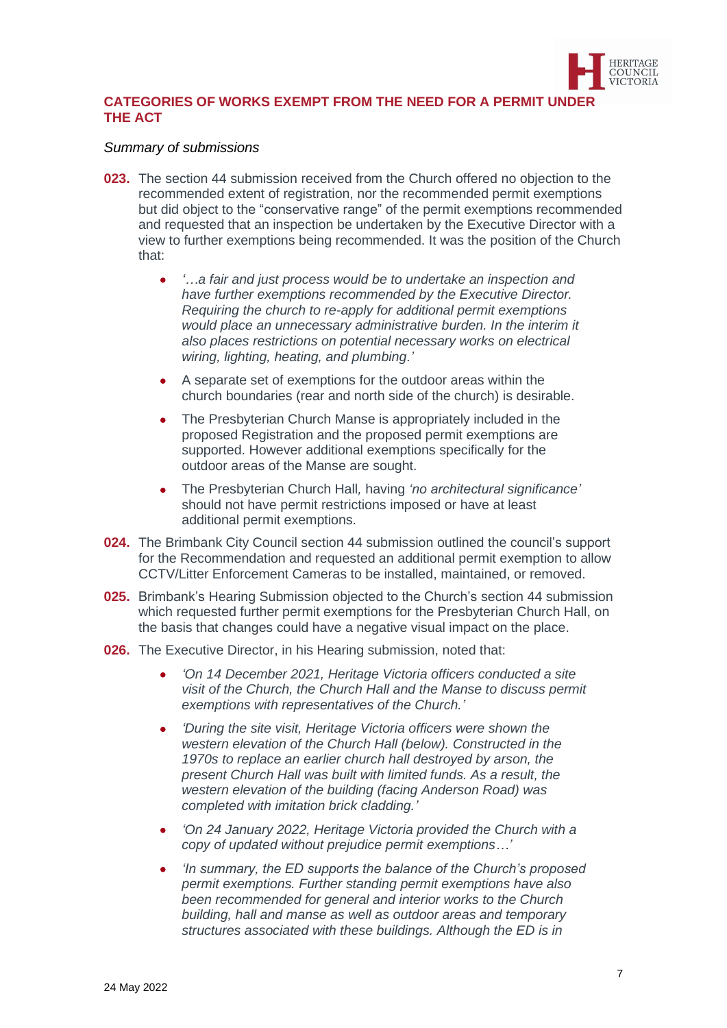## CATEGORIES OF WORKS EXEMPT FROM THE NEED FOR A PERMIT UNDER THE ACT

*Summary of submissions*

**023.** The section 44 submission received from the Church offered no objection to the recommended extent of registration, nor the recommended permit exemptions but did object to the "conservative range" of the permit exemptions recommended and requested that an inspection be undertaken by the Executive Director with a view to further exemptions being recommended. It was the position of the Church that:

- *'…a fair and just process would be to undertake an inspection and have further exemptions recommended by the Executive Director. Requiring the church to re-apply for additional permit exemptions would place an unnecessary administrative burden. In the interim it also places restrictions on potential necessary works on electrical wiring, lighting, heating, and plumbing.'*
- A separate set of exemptions for the outdoor areas within the church boundaries (rear and north side of the church) is desirable.
- The Presbyterian Church Manse is appropriately included in the proposed Registration and the proposed permit exemptions are supported. However additional exemptions specifically for the outdoor areas of the Manse are sought.
- The Presbyterian Church Hall, having *'no architectural significance'* should not have permit restrictions imposed or have at least additional permit exemptions.

**024.** The Brimbank City Council section 44 submission outlined the council's support for the Recommendation and requested an additional permit exemption to allow CCTV/Litter Enforcement Cameras to be installed, maintained, or removed.

**025.** Brimbank's Hearing Submission objected to the Church's section 44 submission which requested further permit exemptions for the Presbyterian Church Hall, on the basis that changes could have a negative visual impact on the place.

**026.** The Executive Director, in his Hearing submission, noted that:

- *'On 14 December 2021, Heritage Victoria officers conducted a site visit of the Church, the Church Hall and the Manse to discuss permit exemptions with representatives of the Church.'*
- *'During the site visit, Heritage Victoria officers were shown the western elevation of the Church Hall (below). Constructed in the 1970s to replace an earlier church hall destroyed by arson, the present Church Hall was built with limited funds. As a result, the western elevation of the building (facing Anderson Road) was completed with imitation brick cladding.'*
- *'On 24 January 2022, Heritage Victoria provided the Church with a copy of updated without prejudice permit exemptions…'*
- *'In summary, the ED supports the balance of the Church's proposed permit exemptions. Further standing permit exemptions have also been recommended for general and interior works to the Church building, hall and manse as well as outdoor areas and temporary structures associated with these buildings. Although the ED is in*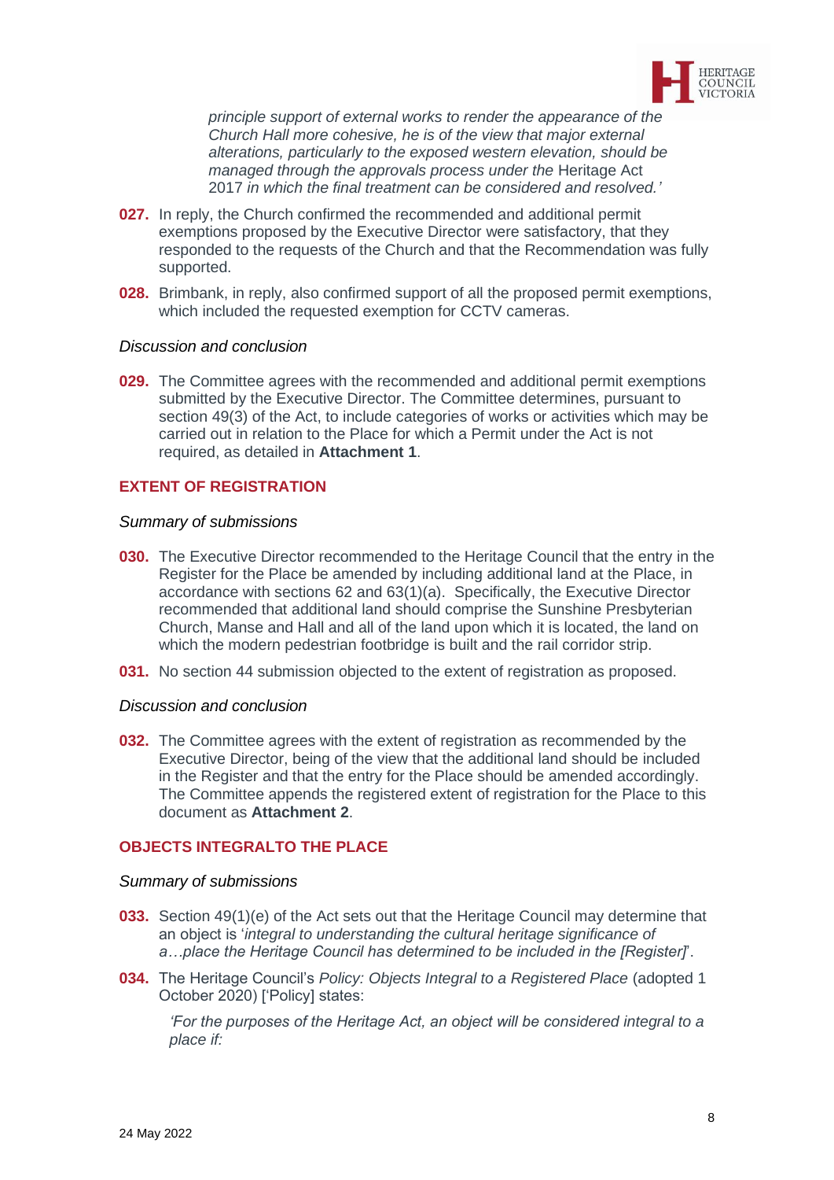*principle support of external works to render the appearance of the Church Hall more cohesive, he is of the view that major external alterations, particularly to the exposed western elevation, should be managed through the approvals process under the* Heritage Act 2017 *in which the final treatment can be considered and resolved.'*

**027.** In reply, the Church confirmed the recommended and additional permit exemptions proposed by the Executive Director were satisfactory, that they responded to the requests of the Church and that the Recommendation was fully supported.

**028.** Brimbank, in reply, also confirmed support of all the proposed permit exemptions, which included the requested exemption for CCTV cameras.

*Discussion and conclusion*

**029.** The Committee agrees with the recommended and additional permit exemptions submitted by the Executive Director. The Committee determines, pursuant to section 49(3) of the Act, to include categories of works or activities which may be carried out in relation to the Place for which a Permit under the Act is not required, as detailed in **Attachment 1**.

## EXTENT OF REGISTRATION

*Summary of submissions*

**030.** The Executive Director recommended to the Heritage Council that the entry in the Register for the Place be amended by including additional land at the Place, in accordance with sections 62 and 63(1)(a). Specifically, the Executive Director recommended that additional land should comprise the Sunshine Presbyterian Church, Manse and Hall and all of the land upon which it is located, the land on which the modern pedestrian footbridge is built and the rail corridor strip.

**031.** No section 44 submission objected to the extent of registration as proposed.

*Discussion and conclusion*

**032.** The Committee agrees with the extent of registration as recommended by the Executive Director, being of the view that the additional land should be included in the Register and that the entry for the Place should be amended accordingly. The Committee appends the registered extent of registration for the Place to this document as **Attachment 2**.

## OBJECTS INTEGRALTO THE PLACE

*Summary of submissions*

**033.** Section 49(1)(e) of the Act sets out that the Heritage Council may determine that an object is '*integral to understanding the cultural heritage significance of a…place the Heritage Council has determined to be included in the [Register]*'.

**034.** The Heritage Council's *Policy: Objects Integral to a Registered Place* (adopted 1 October 2020) ['Policy] states:

> *'For the purposes of the Heritage Act, an object will be considered integral to a place if:*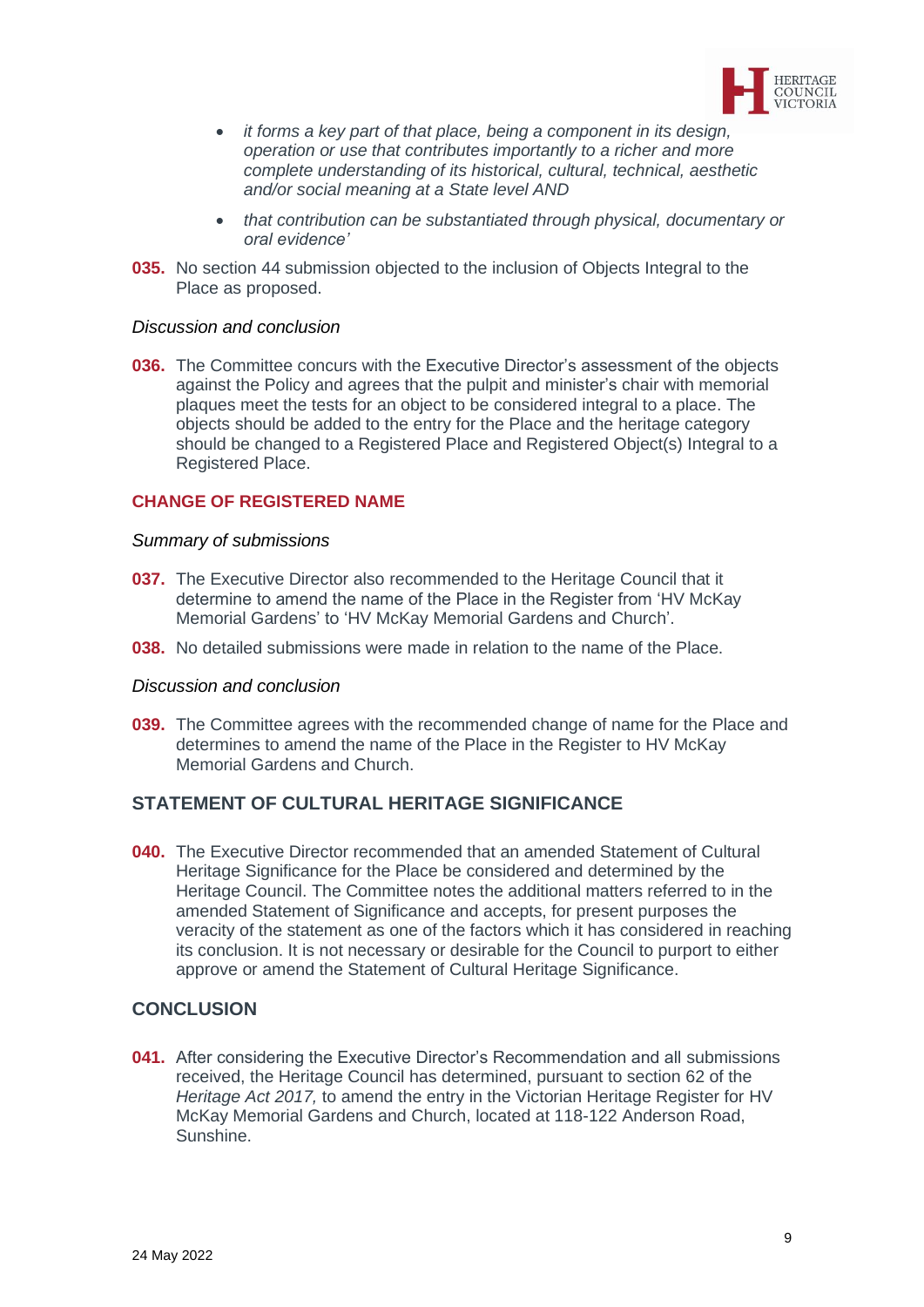- *it forms a key part of that place, being a component in its design, operation or use that contributes importantly to a richer and more complete understanding of its historical, cultural, technical, aesthetic and/or social meaning at a State level AND*
- *that contribution can be substantiated through physical, documentary or oral evidence'*

**035.** No section 44 submission objected to the inclusion of Objects Integral to the Place as proposed.

*Discussion and conclusion*

**036.** The Committee concurs with the Executive Director's assessment of the objects against the Policy and agrees that the pulpit and minister's chair with memorial plaques meet the tests for an object to be considered integral to a place. The objects should be added to the entry for the Place and the heritage category should be changed to a Registered Place and Registered Object(s) Integral to a Registered Place.

### CHANGE OF REGISTERED NAME

*Summary of submissions*

**037.** The Executive Director also recommended to the Heritage Council that it determine to amend the name of the Place in the Register from 'HV McKay Memorial Gardens' to 'HV McKay Memorial Gardens and Church'.

**038.** No detailed submissions were made in relation to the name of the Place.

*Discussion and conclusion*

**039.** The Committee agrees with the recommended change of name for the Place and determines to amend the name of the Place in the Register to HV McKay Memorial Gardens and Church.

## STATEMENT OF CULTURAL HERITAGE SIGNIFICANCE

**040.** The Executive Director recommended that an amended Statement of Cultural Heritage Significance for the Place be considered and determined by the Heritage Council. The Committee notes the additional matters referred to in the amended Statement of Significance and accepts, for present purposes the veracity of the statement as one of the factors which it has considered in reaching its conclusion. It is not necessary or desirable for the Council to purport to either approve or amend the Statement of Cultural Heritage Significance.

## CONCLUSION

**041.** After considering the Executive Director's Recommendation and all submissions received, the Heritage Council has determined, pursuant to section 62 of the *Heritage Act 2017,* to amend the entry in the Victorian Heritage Register for HV McKay Memorial Gardens and Church, located at 118-122 Anderson Road, Sunshine.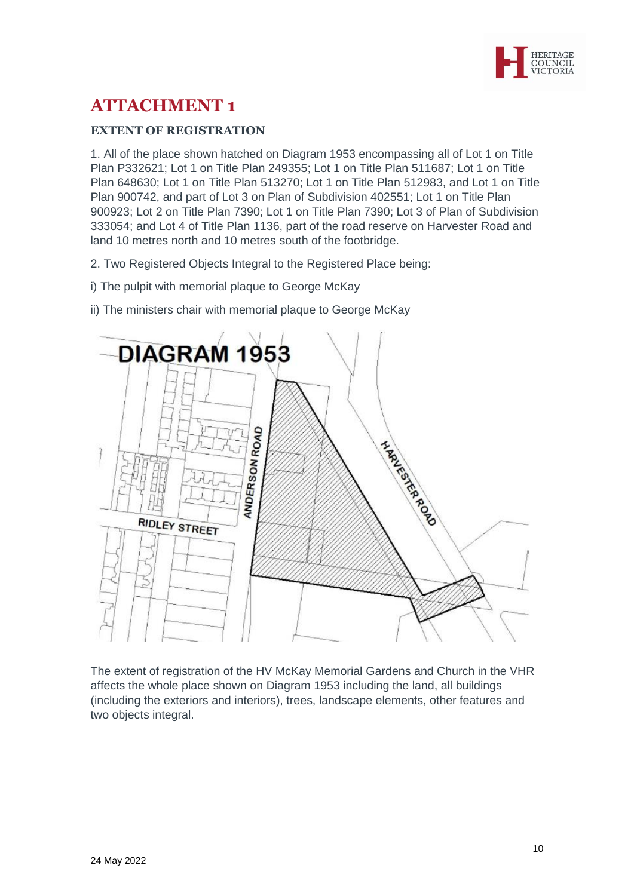# ATTACHMENT 1

### EXTENT OF REGISTRATION

1. All of the place shown hatched on Diagram 1953 encompassing all of Lot 1 on Title Plan P332621; Lot 1 on Title Plan 249355; Lot 1 on Title Plan 511687; Lot 1 on Title Plan 648630; Lot 1 on Title Plan 513270; Lot 1 on Title Plan 512983, and Lot 1 on Title Plan 900742, and part of Lot 3 on Plan of Subdivision 402551; Lot 1 on Title Plan 900923; Lot 2 on Title Plan 7390; Lot 1 on Title Plan 7390; Lot 3 of Plan of Subdivision 333054; and Lot 4 of Title Plan 1136, part of the road reserve on Harvester Road and land 10 metres north and 10 metres south of the footbridge.

2. Two Registered Objects Integral to the Registered Place being:

i) The pulpit with memorial plaque to George McKay

ii) The ministers chair with memorial plaque to George McKay

DIAGRAM 1953

ANDERSON ROAD

HARVESTER ROAD

RIDLEY STREET

The extent of registration of the HV McKay Memorial Gardens and Church in the VHR affects the whole place shown on Diagram 1953 including the land, all buildings (including the exteriors and interiors), trees, landscape elements, other features and two objects integral.

24 May 2022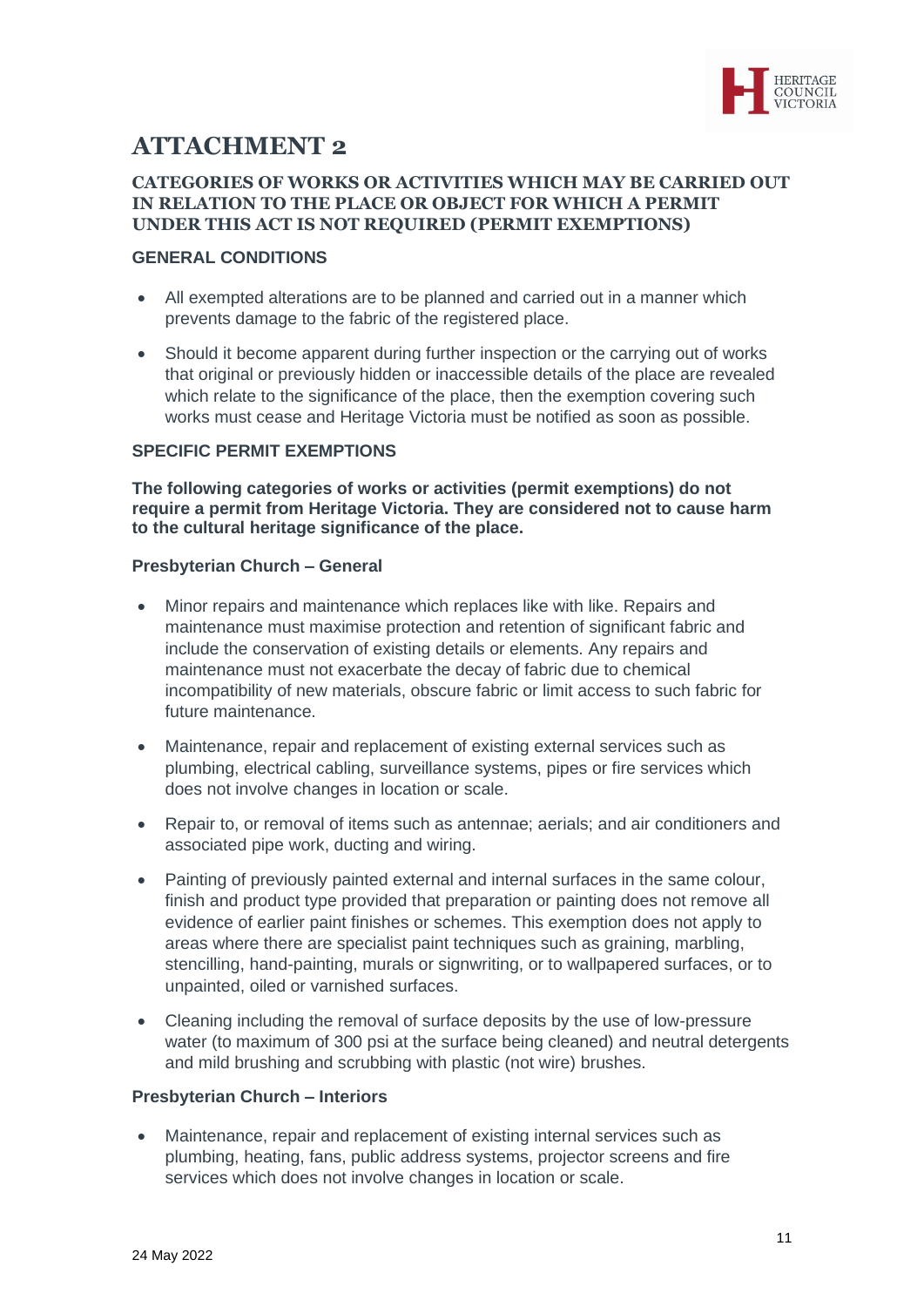# ATTACHMENT 2

## CATEGORIES OF WORKS OR ACTIVITIES WHICH MAY BE CARRIED OUT IN RELATION TO THE PLACE OR OBJECT FOR WHICH A PERMIT UNDER THIS ACT IS NOT REQUIRED (PERMIT EXEMPTIONS)

### GENERAL CONDITIONS

- All exempted alterations are to be planned and carried out in a manner which prevents damage to the fabric of the registered place.
- Should it become apparent during further inspection or the carrying out of works that original or previously hidden or inaccessible details of the place are revealed which relate to the significance of the place, then the exemption covering such works must cease and Heritage Victoria must be notified as soon as possible.

### SPECIFIC PERMIT EXEMPTIONS

**The following categories of works or activities (permit exemptions) do not require a permit from Heritage Victoria. They are considered not to cause harm to the cultural heritage significance of the place.**

#### Presbyterian Church – General

- Minor repairs and maintenance which replaces like with like. Repairs and maintenance must maximise protection and retention of significant fabric and include the conservation of existing details or elements. Any repairs and maintenance must not exacerbate the decay of fabric due to chemical incompatibility of new materials, obscure fabric or limit access to such fabric for future maintenance.
- Maintenance, repair and replacement of existing external services such as plumbing, electrical cabling, surveillance systems, pipes or fire services which does not involve changes in location or scale.
- Repair to, or removal of items such as antennae; aerials; and air conditioners and associated pipe work, ducting and wiring.
- Painting of previously painted external and internal surfaces in the same colour, finish and product type provided that preparation or painting does not remove all evidence of earlier paint finishes or schemes. This exemption does not apply to areas where there are specialist paint techniques such as graining, marbling, stencilling, hand-painting, murals or signwriting, or to wallpapered surfaces, or to unpainted, oiled or varnished surfaces.
- Cleaning including the removal of surface deposits by the use of low-pressure water (to maximum of 300 psi at the surface being cleaned) and neutral detergents and mild brushing and scrubbing with plastic (not wire) brushes.

#### Presbyterian Church – Interiors

- Maintenance, repair and replacement of existing internal services such as plumbing, heating, fans, public address systems, projector screens and fire services which does not involve changes in location or scale.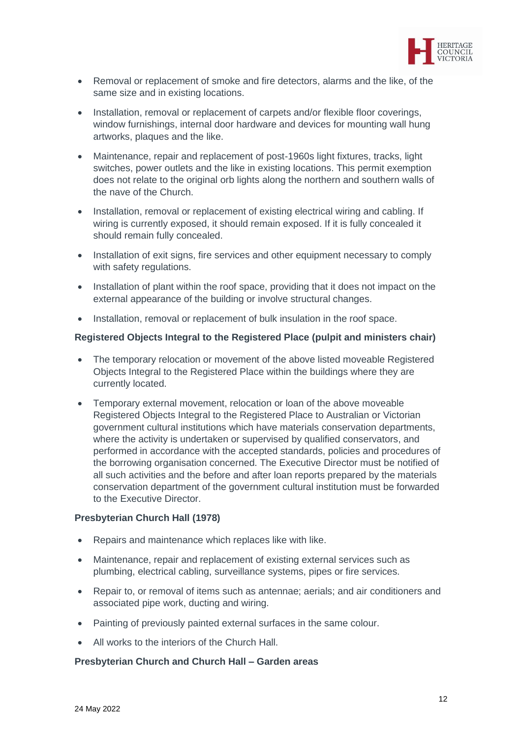- Removal or replacement of smoke and fire detectors, alarms and the like, of the same size and in existing locations.
- Installation, removal or replacement of carpets and/or flexible floor coverings, window furnishings, internal door hardware and devices for mounting wall hung artworks, plaques and the like.
- Maintenance, repair and replacement of post-1960s light fixtures, tracks, light switches, power outlets and the like in existing locations. This permit exemption does not relate to the original orb lights along the northern and southern walls of the nave of the Church.
- Installation, removal or replacement of existing electrical wiring and cabling. If wiring is currently exposed, it should remain exposed. If it is fully concealed it should remain fully concealed.
- Installation of exit signs, fire services and other equipment necessary to comply with safety regulations.
- Installation of plant within the roof space, providing that it does not impact on the external appearance of the building or involve structural changes.
- Installation, removal or replacement of bulk insulation in the roof space.

**Registered Objects Integral to the Registered Place (pulpit and ministers chair)**

- The temporary relocation or movement of the above listed moveable Registered Objects Integral to the Registered Place within the buildings where they are currently located.
- Temporary external movement, relocation or loan of the above moveable Registered Objects Integral to the Registered Place to Australian or Victorian government cultural institutions which have materials conservation departments, where the activity is undertaken or supervised by qualified conservators, and performed in accordance with the accepted standards, policies and procedures of the borrowing organisation concerned. The Executive Director must be notified of all such activities and the before and after loan reports prepared by the materials conservation department of the government cultural institution must be forwarded to the Executive Director.

**Presbyterian Church Hall (1978)**

- Repairs and maintenance which replaces like with like.
- Maintenance, repair and replacement of existing external services such as plumbing, electrical cabling, surveillance systems, pipes or fire services.
- Repair to, or removal of items such as antennae; aerials; and air conditioners and associated pipe work, ducting and wiring.
- Painting of previously painted external surfaces in the same colour.
- All works to the interiors of the Church Hall.

**Presbyterian Church and Church Hall – Garden areas**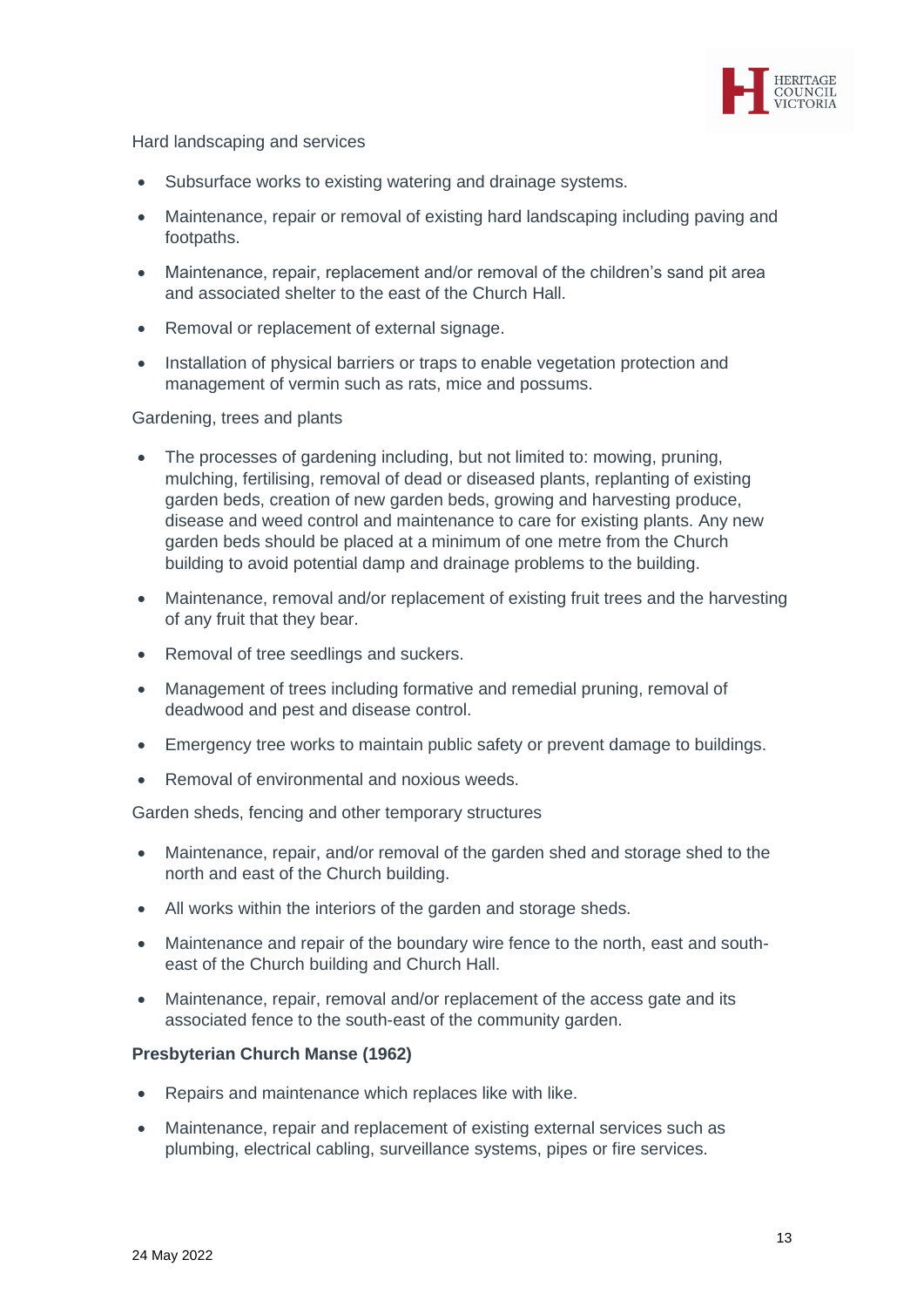Hard landscaping and services

- Subsurface works to existing watering and drainage systems.
- Maintenance, repair or removal of existing hard landscaping including paving and footpaths.
- Maintenance, repair, replacement and/or removal of the children's sand pit area and associated shelter to the east of the Church Hall.
- Removal or replacement of external signage.
- Installation of physical barriers or traps to enable vegetation protection and management of vermin such as rats, mice and possums.

Gardening, trees and plants

- The processes of gardening including, but not limited to: mowing, pruning, mulching, fertilising, removal of dead or diseased plants, replanting of existing garden beds, creation of new garden beds, growing and harvesting produce, disease and weed control and maintenance to care for existing plants. Any new garden beds should be placed at a minimum of one metre from the Church building to avoid potential damp and drainage problems to the building.
- Maintenance, removal and/or replacement of existing fruit trees and the harvesting of any fruit that they bear.
- Removal of tree seedlings and suckers.
- Management of trees including formative and remedial pruning, removal of deadwood and pest and disease control.
- Emergency tree works to maintain public safety or prevent damage to buildings.
- Removal of environmental and noxious weeds.

Garden sheds, fencing and other temporary structures

- Maintenance, repair, and/or removal of the garden shed and storage shed to the north and east of the Church building.
- All works within the interiors of the garden and storage sheds.
- Maintenance and repair of the boundary wire fence to the north, east and south-east of the Church building and Church Hall.
- Maintenance, repair, removal and/or replacement of the access gate and its associated fence to the south-east of the community garden.

**Presbyterian Church Manse (1962)**

- Repairs and maintenance which replaces like with like.
- Maintenance, repair and replacement of existing external services such as plumbing, electrical cabling, surveillance systems, pipes or fire services.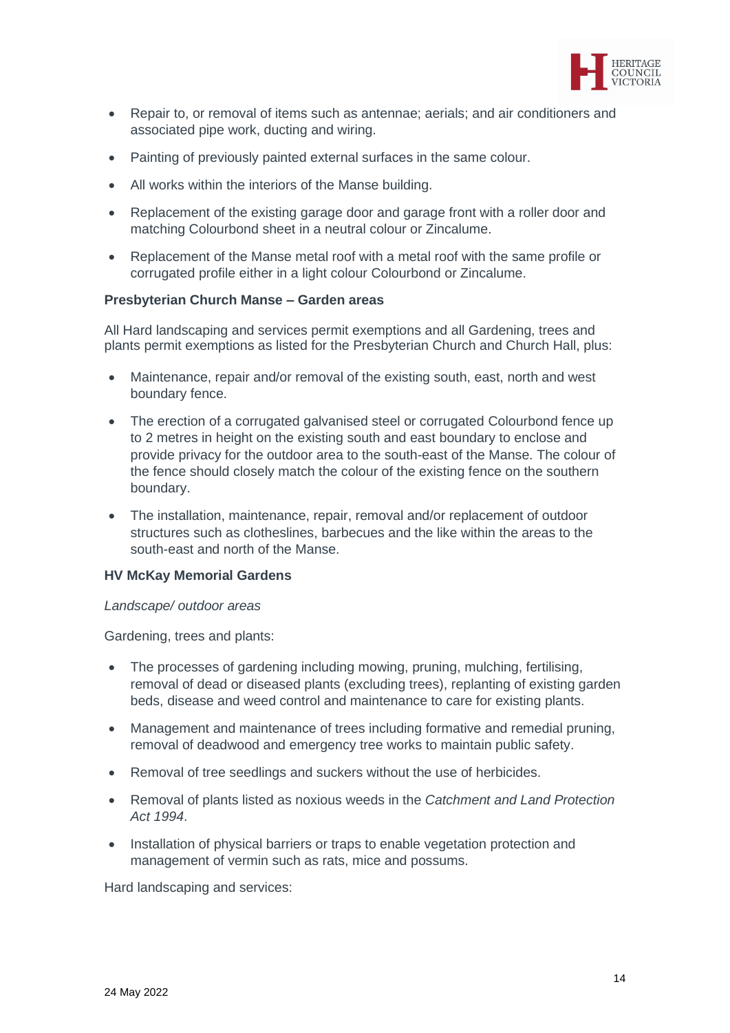- Repair to, or removal of items such as antennae; aerials; and air conditioners and associated pipe work, ducting and wiring.
- Painting of previously painted external surfaces in the same colour.
- All works within the interiors of the Manse building.
- Replacement of the existing garage door and garage front with a roller door and matching Colourbond sheet in a neutral colour or Zincalume.
- Replacement of the Manse metal roof with a metal roof with the same profile or corrugated profile either in a light colour Colourbond or Zincalume.

**Presbyterian Church Manse – Garden areas**

All Hard landscaping and services permit exemptions and all Gardening, trees and plants permit exemptions as listed for the Presbyterian Church and Church Hall, plus:

- Maintenance, repair and/or removal of the existing south, east, north and west boundary fence.
- The erection of a corrugated galvanised steel or corrugated Colourbond fence up to 2 metres in height on the existing south and east boundary to enclose and provide privacy for the outdoor area to the south-east of the Manse. The colour of the fence should closely match the colour of the existing fence on the southern boundary.
- The installation, maintenance, repair, removal and/or replacement of outdoor structures such as clotheslines, barbecues and the like within the areas to the south-east and north of the Manse.

**HV McKay Memorial Gardens**

*Landscape/ outdoor areas*

Gardening, trees and plants:

- The processes of gardening including mowing, pruning, mulching, fertilising, removal of dead or diseased plants (excluding trees), replanting of existing garden beds, disease and weed control and maintenance to care for existing plants.
- Management and maintenance of trees including formative and remedial pruning, removal of deadwood and emergency tree works to maintain public safety.
- Removal of tree seedlings and suckers without the use of herbicides.
- Removal of plants listed as noxious weeds in the *Catchment and Land Protection Act 1994*.
- Installation of physical barriers or traps to enable vegetation protection and management of vermin such as rats, mice and possums.

Hard landscaping and services: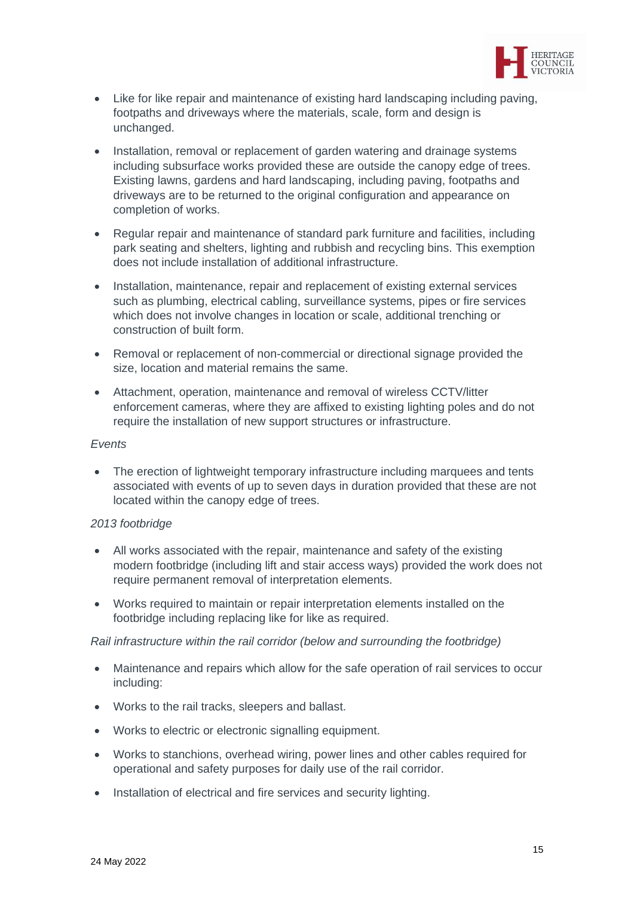- Like for like repair and maintenance of existing hard landscaping including paving, footpaths and driveways where the materials, scale, form and design is unchanged.
- Installation, removal or replacement of garden watering and drainage systems including subsurface works provided these are outside the canopy edge of trees. Existing lawns, gardens and hard landscaping, including paving, footpaths and driveways are to be returned to the original configuration and appearance on completion of works.
- Regular repair and maintenance of standard park furniture and facilities, including park seating and shelters, lighting and rubbish and recycling bins. This exemption does not include installation of additional infrastructure.
- Installation, maintenance, repair and replacement of existing external services such as plumbing, electrical cabling, surveillance systems, pipes or fire services which does not involve changes in location or scale, additional trenching or construction of built form.
- Removal or replacement of non-commercial or directional signage provided the size, location and material remains the same.
- Attachment, operation, maintenance and removal of wireless CCTV/litter enforcement cameras, where they are affixed to existing lighting poles and do not require the installation of new support structures or infrastructure.

*Events*

- The erection of lightweight temporary infrastructure including marquees and tents associated with events of up to seven days in duration provided that these are not located within the canopy edge of trees.

*2013 footbridge*

- All works associated with the repair, maintenance and safety of the existing modern footbridge (including lift and stair access ways) provided the work does not require permanent removal of interpretation elements.
- Works required to maintain or repair interpretation elements installed on the footbridge including replacing like for like as required.

*Rail infrastructure within the rail corridor (below and surrounding the footbridge)*

- Maintenance and repairs which allow for the safe operation of rail services to occur including:
- Works to the rail tracks, sleepers and ballast.
- Works to electric or electronic signalling equipment.
- Works to stanchions, overhead wiring, power lines and other cables required for operational and safety purposes for daily use of the rail corridor.
- Installation of electrical and fire services and security lighting.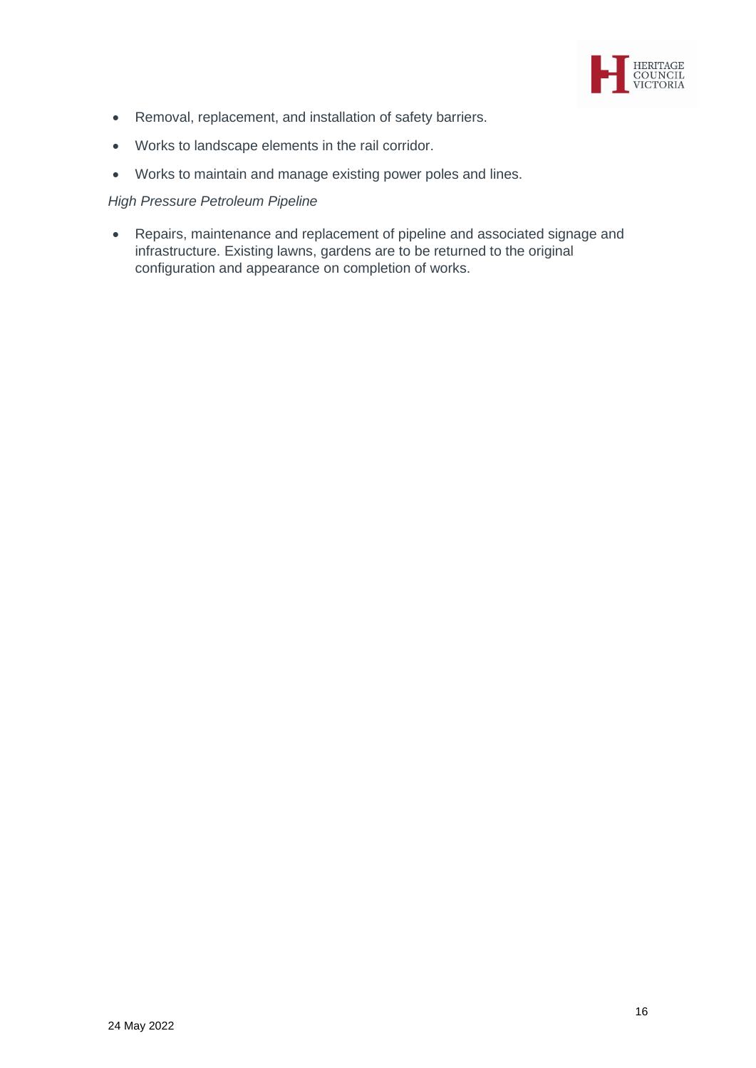- Removal, replacement, and installation of safety barriers.
- Works to landscape elements in the rail corridor.
- Works to maintain and manage existing power poles and lines.

*High Pressure Petroleum Pipeline*

- Repairs, maintenance and replacement of pipeline and associated signage and infrastructure. Existing lawns, gardens are to be returned to the original configuration and appearance on completion of works.